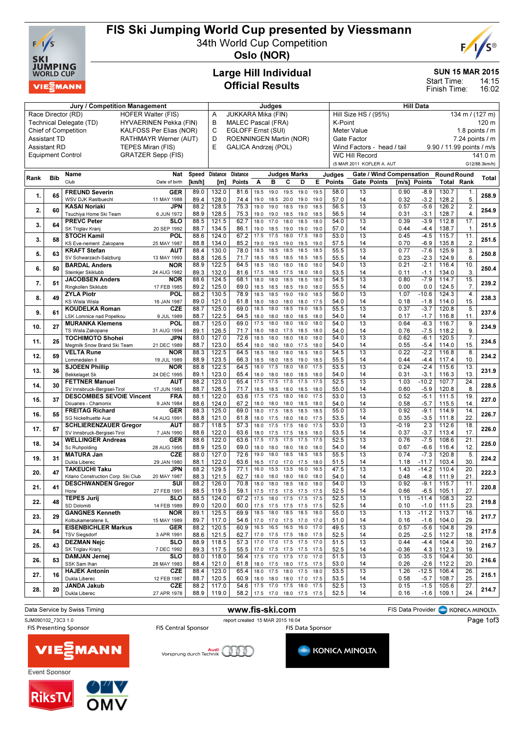# FIS Ski Jumping World Cup presented by Viessmann

34th World Cup Competition

Oslo (NOR)

## Large Hill Individual
## Official Results

SUN 15 MAR 2015
Start Time: 14:15
Finish Time: 16:02

| Jury / Competition Management | | Judges | | Hill Data | |
|---|---|---|---|---|---|
| Race Director (RD) | HOFER Walter (FIS) | A | JUKKARA Mika (FIN) | Hill Size HS / (95%) | 134 m / (127 m) |
| Technical Delegate (TD) | HYVAERINEN Pekka (FIN) | B | MALEC Pascal (FRA) | K-Point | 120 m |
| Chief of Competition | KALFOSS Per Elias (NOR) | C | EGLOFF Ernst (SUI) | Meter Value | 1.8 points / m |
| Assistant TD | RATHMAYR Werner (AUT) | D | ROENNINGEN Martin (NOR) | Gate Factor | 7.24 points / m |
| Assistant RD | TEPES Miran (FIS) | E | GALICA Andrzej (POL) | Wind Factors - head / tail | 9.90 / 11.99 points / m/s |
| Equipment Control | GRATZER Sepp (FIS) | | | WC Hill Record | 141.0 m |
| | | | | (5 MAR 2011 KOFLER A. AUT | G12/88.3km/h) |

| Rank | Bib | Name / Club | Nat / Date of birth | Speed [km/h] | Distance [m] | Distance Points | A | B | C | D | E | Judges Points | Gate | Gate Points | Wind [m/s] | Wind Points | Round Total | Round Rank | Total |
|---|---|---|---|---|---|---|---|---|---|---|---|---|---|---|---|---|---|---|---|
| 1. | 65 | FREUND Severin | GER | 89.0 | 132.0 | 81.6 | 19.5 | 19.0 | 19.5 | 19.0 | 19.5 | 58.0 | 13 | | 0.90 | -8.9 | 130.7 | 1. | 258.9 |
| | | WSV DJK Rastbuechl | 11 MAY 1988 | 89.4 | 128.0 | 74.4 | 19.0 | 18.5 | 20.0 | 19.0 | 19.0 | 57.0 | 14 | | 0.32 | -3.2 | 128.2 | 5. | |
| 2. | 60 | KASAI Noriaki | JPN | 88.2 | 128.5 | 75.3 | 19.0 | 19.0 | 18.5 | 19.0 | 18.5 | 56.5 | 13 | | 0.57 | -5.6 | 126.2 | 2. | 254.9 |
| | | Tsuchiya Home Ski Team | 6 JUN 1972 | 88.9 | 128.5 | 75.3 | 19.0 | 19.0 | 18.5 | 19.0 | 18.5 | 56.5 | 14 | | 0.31 | -3.1 | 128.7 | 4. | |
| 3. | 64 | PREVC Peter | SLO | 88.5 | 121.5 | 62.7 | 18.0 | 17.0 | 18.0 | 18.5 | 18.0 | 54.0 | 13 | | 0.39 | -3.9 | 112.8 | 17. | 251.5 |
| | | SK Triglav Kranj | 20 SEP 1992 | 88.7 | 134.5 | 86.1 | 19.0 | 18.5 | 19.0 | 19.0 | 19.0 | 57.0 | 14 | | 0.44 | -4.4 | 138.7 | 1. | |
| 3. | 58 | STOCH Kamil | POL | 88.6 | 124.0 | 67.2 | 17.5 | 17.5 | 18.0 | 17.5 | 18.0 | 53.0 | 13 | | 0.45 | -4.5 | 115.7 | 11. | 251.5 |
| | | KS Eve-nement Zakopane | 25 MAY 1987 | 88.8 | 134.0 | 85.2 | 19.0 | 19.5 | 19.0 | 19.5 | 19.0 | 57.5 | 14 | | 0.70 | -6.9 | 135.8 | 2. | |
| 5. | 63 | KRAFT Stefan | AUT | 88.4 | 130.0 | 78.0 | 18.5 | 18.5 | 18.5 | 18.5 | 18.5 | 55.5 | 13 | | 0.77 | -7.6 | 125.9 | 3. | 250.8 |
| | | SV Schwarzach-Salzburg | 13 MAY 1993 | 88.8 | 126.5 | 71.7 | 18.5 | 18.5 | 18.5 | 18.5 | 18.5 | 55.5 | 14 | | 0.23 | -2.3 | 124.9 | 6. | |
| 6. | 50 | BARDAL Anders | NOR | 88.9 | 122.5 | 64.5 | 18.5 | 18.0 | 18.0 | 18.0 | 18.0 | 54.0 | 13 | | 0.21 | -2.1 | 116.4 | 10. | 250.4 |
| | | Steinkjer Skiklubb | 24 AUG 1982 | 89.3 | 132.0 | 81.6 | 17.5 | 18.5 | 17.5 | 18.0 | 18.0 | 53.5 | 14 | | 0.11 | -1.1 | 134.0 | 3. | |
| 7. | 51 | JACOBSEN Anders | NOR | 88.6 | 124.5 | 68.1 | 18.0 | 18.0 | 18.5 | 18.0 | 18.5 | 54.5 | 13 | | 0.80 | -7.9 | 114.7 | 15. | 239.2 |
| | | Ringkollen Skiklubb | 17 FEB 1985 | 89.2 | 125.0 | 69.0 | 18.5 | 18.5 | 18.5 | 19.0 | 18.0 | 55.5 | 14 | | 0.00 | 0.0 | 124.5 | 7. | |
| 8. | 49 | ZYLA Piotr | POL | 88.2 | 130.5 | 78.9 | 18.5 | 18.5 | 19.0 | 19.0 | 18.5 | 56.0 | 13 | | 1.07 | -10.6 | 124.3 | 4. | 238.3 |
| | | KS Wisla Wisla | 16 JAN 1987 | 89.0 | 121.0 | 61.8 | 18.0 | 18.0 | 18.0 | 18.0 | 17.5 | 54.0 | 14 | | 0.18 | -1.8 | 114.0 | 15. | |
| 9. | 61 | KOUDELKA Roman | CZE | 88.7 | 125.0 | 69.0 | 18.5 | 18.0 | 18.5 | 19.0 | 18.5 | 55.5 | 13 | | 0.37 | -3.7 | 120.8 | 5. | 237.6 |
| | | LSK Lomnice nad Popelkou | 9 JUL 1989 | 88.7 | 122.5 | 64.5 | 18.0 | 18.0 | 18.0 | 18.5 | 18.0 | 54.0 | 14 | | 0.17 | -1.7 | 116.8 | 11. | |
| 10. | 27 | MURANKA Klemens | POL | 88.7 | 125.0 | 69.0 | 17.5 | 18.0 | 18.0 | 18.0 | 18.0 | 54.0 | 13 | | 0.64 | -6.3 | 116.7 | 9. | 234.9 |
| | | TS Wisla Zakopane | 31 AUG 1994 | 89.1 | 126.5 | 71.7 | 18.0 | 18.0 | 17.5 | 18.5 | 18.0 | 54.0 | 14 | | 0.76 | -7.5 | 118.2 | 9. | |
| 11. | 25 | TOCHIMOTO Shohei | JPN | 88.0 | 127.0 | 72.6 | 18.5 | 18.0 | 18.0 | 18.0 | 18.0 | 54.0 | 13 | | 0.62 | -6.1 | 120.5 | 7. | 234.5 |
| | | Megmilk Snow Brand Ski Team | 21 DEC 1989 | 88.7 | 123.0 | 65.4 | 18.0 | 18.0 | 18.0 | 17.5 | 18.0 | 54.0 | 14 | | 0.55 | -5.4 | 114.0 | 15. | |
| 12. | 59 | VELTA Rune | NOR | 88.3 | 122.5 | 64.5 | 18.5 | 18.0 | 18.0 | 18.5 | 18.0 | 54.5 | 13 | | 0.22 | -2.2 | 116.8 | 8. | 234.2 |
| | | Lommedalen Il | 19 JUL 1989 | 88.9 | 123.5 | 66.3 | 18.5 | 18.5 | 18.5 | 19.0 | 18.5 | 55.5 | 14 | | 0.44 | -4.4 | 117.4 | 10. | |
| 13. | 36 | SJOEEN Phillip | NOR | 88.8 | 122.5 | 64.5 | 18.0 | 17.5 | 18.0 | 18.0 | 17.5 | 53.5 | 13 | | 0.24 | -2.4 | 115.6 | 13. | 231.9 |
| | | Bekkelaget Sk | 24 DEC 1995 | 89.1 | 123.0 | 65.4 | 18.0 | 18.0 | 18.0 | 18.5 | 18.0 | 54.0 | 14 | | 0.31 | -3.1 | 116.3 | 13. | |
| 14. | 30 | FETTNER Manuel | AUT | 88.2 | 123.0 | 65.4 | 17.5 | 17.5 | 17.5 | 17.5 | 17.5 | 52.5 | 13 | | 1.03 | -10.2 | 107.7 | 24. | 228.5 |
| | | SV Innsbruck-Bergisel-Tirol | 17 JUN 1985 | 88.7 | 126.5 | 71.7 | 18.5 | 18.5 | 18.0 | 18.5 | 18.0 | 55.0 | 14 | | 0.60 | -5.9 | 120.8 | 8. | |
| 15. | 37 | DESCOMBES SEVOIE Vincent | FRA | 88.1 | 122.0 | 63.6 | 17.5 | 17.5 | 18.0 | 18.0 | 17.5 | 53.0 | 13 | | 0.52 | -5.1 | 111.5 | 19. | 227.0 |
| | | Douanes - Chamonix | 9 JAN 1984 | 88.6 | 124.0 | 67.2 | 18.0 | 18.0 | 18.0 | 18.5 | 18.0 | 54.0 | 14 | | 0.58 | -5.7 | 115.5 | 14. | |
| 16. | 55 | FREITAG Richard | GER | 88.3 | 125.0 | 69.0 | 18.0 | 17.5 | 18.5 | 18.5 | 18.5 | 55.0 | 13 | | 0.92 | -9.1 | 114.9 | 14. | 226.7 |
| | | SG Nickelhuette Aue | 14 AUG 1991 | 88.8 | 121.0 | 61.8 | 18.0 | 17.5 | 18.0 | 18.0 | 17.5 | 53.5 | 14 | | 0.35 | -3.5 | 111.8 | 22. | |
| 17. | 57 | SCHLIERENZAUER Gregor | AUT | 88.7 | 118.5 | 57.3 | 18.0 | 17.5 | 17.5 | 18.0 | 17.5 | 53.0 | 13 | | -0.19 | 2.3 | 112.6 | 18. | 226.0 |
| | | SV Innsbruck-Bergisel-Tirol | 7 JAN 1990 | 88.6 | 122.0 | 63.6 | 18.0 | 17.5 | 17.5 | 18.5 | 18.0 | 53.5 | 14 | | 0.37 | -3.7 | 113.4 | 17. | |
| 18. | 34 | WELLINGER Andreas | GER | 88.6 | 122.0 | 63.6 | 17.5 | 17.5 | 17.5 | 17.5 | 17.5 | 52.5 | 13 | | 0.76 | -7.5 | 108.6 | 21. | 225.0 |
| | | Sc Ruhpolding | 28 AUG 1995 | 88.9 | 125.0 | 69.0 | 18.0 | 18.0 | 18.0 | 18.0 | 18.0 | 54.0 | 14 | | 0.67 | -6.6 | 116.4 | 12. | |
| 19. | 31 | MATURA Jan | CZE | 88.0 | 127.0 | 72.6 | 19.0 | 18.0 | 18.5 | 18.5 | 18.5 | 55.5 | 13 | | 0.74 | -7.3 | 120.8 | 5. | 224.2 |
| | | Dukla Liberec | 29 JAN 1980 | 88.1 | 122.0 | 63.6 | 16.5 | 17.0 | 17.0 | 17.5 | 18.0 | 51.5 | 14 | | 1.18 | -11.7 | 103.4 | 30. | |
| 20. | 47 | TAKEUCHI Taku | JPN | 88.2 | 129.5 | 77.1 | 16.0 | 15.5 | 13.5 | 16.0 | 16.5 | 47.5 | 13 | | 1.43 | -14.2 | 110.4 | 20. | 222.3 |
| | | Kitano Construction Corp. Ski Club | 20 MAY 1987 | 88.3 | 121.5 | 62.7 | 18.0 | 18.0 | 18.0 | 18.0 | 18.0 | 54.0 | 14 | | 0.48 | -4.8 | 111.9 | 21. | |
| 21. | 41 | DESCHWANDEN Gregor | SUI | 88.2 | 126.0 | 70.8 | 18.0 | 18.0 | 18.5 | 18.0 | 18.0 | 54.0 | 13 | | 0.92 | -9.1 | 115.7 | 11. | 220.8 |
| | | Horw | 27 FEB 1991 | 88.5 | 119.5 | 59.1 | 17.5 | 17.5 | 17.5 | 17.5 | 17.5 | 52.5 | 14 | | 0.66 | -6.5 | 105.1 | 27. | |
| 22. | 48 | TEPES Jurij | SLO | 88.5 | 124.0 | 67.2 | 17.5 | 18.0 | 17.5 | 17.5 | 17.5 | 52.5 | 13 | | 1.15 | -11.4 | 108.3 | 22. | 219.8 |
| | | SD Dolomiti | 14 FEB 1989 | 89.0 | 120.0 | 60.0 | 17.5 | 17.5 | 17.5 | 17.5 | 17.5 | 52.5 | 14 | | 0.10 | -1.0 | 111.5 | 23. | |
| 23. | 29 | GANGNES Kenneth | NOR | 89.1 | 125.5 | 69.9 | 18.5 | 18.0 | 18.5 | 18.5 | 18.0 | 55.0 | 13 | | 1.13 | -11.2 | 113.7 | 16. | 217.7 |
| | | Kolbukameratene IL | 15 MAY 1989 | 89.7 | 117.0 | 54.6 | 17.0 | 17.0 | 17.5 | 17.0 | 17.0 | 51.0 | 14 | | 0.16 | -1.6 | 104.0 | 29. | |
| 24. | 54 | EISENBICHLER Markus | GER | 88.2 | 120.5 | 60.9 | 16.5 | 16.5 | 16.5 | 16.0 | 17.0 | 49.5 | 13 | | 0.57 | -5.6 | 104.8 | 29. | 217.5 |
| | | TSV Siegsdorf | 3 APR 1991 | 88.6 | 121.5 | 62.7 | 17.0 | 17.5 | 17.5 | 18.0 | 17.5 | 52.5 | 14 | | 0.25 | -2.5 | 112.7 | 18. | |
| 25. | 43 | DEZMAN Nejc | SLO | 88.9 | 118.5 | 57.3 | 17.0 | 17.0 | 17.5 | 17.5 | 17.0 | 51.5 | 13 | | 0.44 | -4.4 | 104.4 | 30. | 216.7 |
| | | SK Triglav Kranj | 7 DEC 1992 | 89.3 | 117.5 | 55.5 | 17.0 | 17.5 | 17.5 | 18.0 | 17.5 | 52.5 | 14 | | -0.36 | 4.3 | 112.3 | 19. | |
| 26. | 53 | DAMJAN Jernej | SLO | 88.0 | 118.0 | 56.4 | 17.5 | 17.0 | 17.5 | 17.0 | 17.0 | 51.5 | 13 | | 0.35 | -3.5 | 104.4 | 30. | 216.6 |
| | | SSK Sam Ihan | 28 MAY 1983 | 88.4 | 121.0 | 61.8 | 18.0 | 17.5 | 18.0 | 17.5 | 17.5 | 53.0 | 14 | | 0.26 | -2.6 | 112.2 | 20. | |
| 27. | 16 | HAJEK Antonin | CZE | 88.4 | 123.0 | 65.4 | 18.0 | 17.5 | 18.0 | 17.5 | 18.0 | 53.5 | 13 | | 1.26 | -12.5 | 106.4 | 26. | 215.1 |
| | | Dukla Liberec | 12 FEB 1987 | 88.7 | 120.5 | 60.9 | 18.0 | 18.0 | 18.0 | 17.0 | 17.5 | 53.5 | 14 | | 0.58 | -5.7 | 108.7 | 25. | |
| 28. | 20 | JANDA Jakub | CZE | 88.2 | 117.0 | 54.6 | 17.5 | 17.0 | 17.5 | 18.0 | 17.5 | 52.5 | 13 | | 0.15 | -1.5 | 105.6 | 27. | 214.7 |
| | | Dukla Liberec | 27 APR 1978 | 88.9 | 119.0 | 58.2 | 17.5 | 17.0 | 18.0 | 17.5 | 17.5 | 52.5 | 14 | | 0.16 | -1.6 | 109.1 | 24. | |

Data Service by Swiss Timing — www.fis-ski.com — FIS Data Provider KONICA MINOLTA

SJM090102_73C3 1.0 — report created 15 MAR 2015 16:04

FIS Presenting Sponsor: VIESSMANN — FIS Central Sponsor: Audi Vorsprung durch Technik — FIS Data Sponsor: KONICA MINOLTA

Event Sponsor: RiksTV, OMV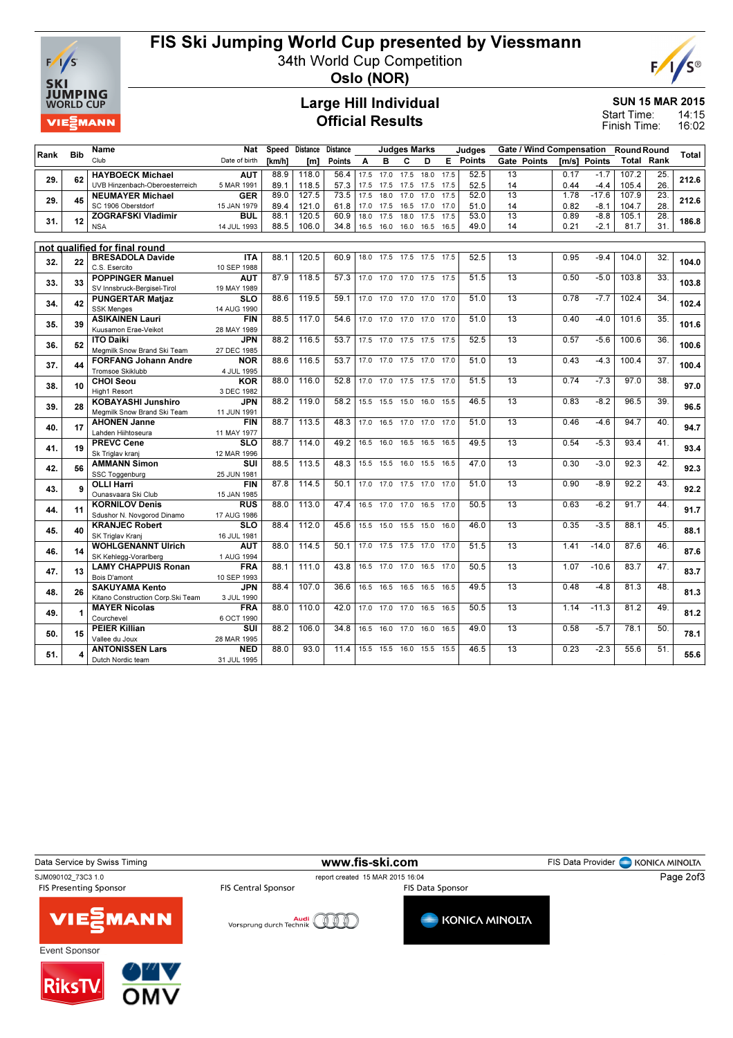# FIS Ski Jumping World Cup presented by Viessmann

34th World Cup Competition
**Oslo (NOR)**

## Large Hill Individual
## Official Results

**SUN 15 MAR 2015**
Start Time: 14:15
Finish Time: 16:02

| Rank | Bib | Name / Club | Nat / Date of birth | Speed [km/h] | Distance [m] | Distance Points | A | B | C | D | E | Judges Points | Gate | Gate Points | Wind [m/s] | Wind Points | Round Total | Round Rank | Total |
|---|---|---|---|---|---|---|---|---|---|---|---|---|---|---|---|---|---|---|---|
| 29. | 62 | HAYBOECK Michael / UVB Hinzenbach-Oberoesterreich | AUT / 5 MAR 1991 | 88.9 | 118.0 | 56.4 | 17.5 | 17.0 | 17.5 | 18.0 | 17.5 | 52.5 | 13 | | 0.17 | -1.7 | 107.2 | 25. | 212.6 |
| | | | | 89.1 | 118.5 | 57.3 | 17.5 | 17.5 | 17.5 | 17.5 | 17.5 | 52.5 | 14 | | 0.44 | -4.4 | 105.4 | 26. | |
| 29. | 45 | NEUMAYER Michael / SC 1906 Oberstdorf | GER / 15 JAN 1979 | 89.0 | 127.5 | 73.5 | 17.5 | 18.0 | 17.0 | 17.0 | 17.5 | 52.0 | 13 | | 1.78 | -17.6 | 107.9 | 23. | 212.6 |
| | | | | 89.4 | 121.0 | 61.8 | 17.0 | 17.5 | 16.5 | 17.0 | 17.0 | 51.0 | 14 | | 0.82 | -8.1 | 104.7 | 28. | |
| 31. | 12 | ZOGRAFSKI Vladimir / NSA | BUL / 14 JUL 1993 | 88.1 | 120.5 | 60.9 | 18.0 | 17.5 | 18.0 | 17.5 | 17.5 | 53.0 | 13 | | 0.89 | -8.8 | 105.1 | 28. | 186.8 |
| | | | | 88.5 | 106.0 | 34.8 | 16.5 | 16.0 | 16.0 | 16.5 | 16.5 | 49.0 | 14 | | 0.21 | -2.1 | 81.7 | 31. | |

**not qualified for final round**

| Rank | Bib | Name / Club | Nat / Date of birth | Speed [km/h] | Distance [m] | Distance Points | A | B | C | D | E | Judges Points | Gate | Gate Points | Wind [m/s] | Wind Points | Round Total | Round Rank | Total |
|---|---|---|---|---|---|---|---|---|---|---|---|---|---|---|---|---|---|---|---|
| 32. | 22 | BRESADOLA Davide / C.S. Esercito | ITA / 10 SEP 1988 | 88.1 | 120.5 | 60.9 | 18.0 | 17.5 | 17.5 | 17.5 | 17.5 | 52.5 | 13 | | 0.95 | -9.4 | 104.0 | 32. | 104.0 |
| 33. | 33 | POPPINGER Manuel / SV Innsbruck-Bergisel-Tirol | AUT / 19 MAY 1989 | 87.9 | 118.5 | 57.3 | 17.0 | 17.0 | 17.0 | 17.5 | 17.5 | 51.5 | 13 | | 0.50 | -5.0 | 103.8 | 33. | 103.8 |
| 34. | 42 | PUNGERTAR Matjaz / SSK Menges | SLO / 14 AUG 1990 | 88.6 | 119.5 | 59.1 | 17.0 | 17.0 | 17.0 | 17.0 | 17.0 | 51.0 | 13 | | 0.78 | -7.7 | 102.4 | 34. | 102.4 |
| 35. | 39 | ASIKAINEN Lauri / Kuusamon Erae-Veikot | FIN / 28 MAY 1989 | 88.5 | 117.0 | 54.6 | 17.0 | 17.0 | 17.0 | 17.0 | 17.0 | 51.0 | 13 | | 0.40 | -4.0 | 101.6 | 35. | 101.6 |
| 36. | 52 | ITO Daiki / Megmilk Snow Brand Ski Team | JPN / 27 DEC 1985 | 88.2 | 116.5 | 53.7 | 17.5 | 17.0 | 17.5 | 17.5 | 17.5 | 52.5 | 13 | | 0.57 | -5.6 | 100.6 | 36. | 100.6 |
| 37. | 44 | FORFANG Johann Andre / Tromsoe Skiklubb | NOR / 4 JUL 1995 | 88.6 | 116.5 | 53.7 | 17.0 | 17.0 | 17.5 | 17.0 | 17.0 | 51.0 | 13 | | 0.43 | -4.3 | 100.4 | 37. | 100.4 |
| 38. | 10 | CHOI Seou / High1 Resort | KOR / 3 DEC 1982 | 88.0 | 116.0 | 52.8 | 17.0 | 17.0 | 17.5 | 17.5 | 17.0 | 51.5 | 13 | | 0.74 | -7.3 | 97.0 | 38. | 97.0 |
| 39. | 28 | KOBAYASHI Junshiro / Megmilk Snow Brand Ski Team | JPN / 11 JUN 1991 | 88.2 | 119.0 | 58.2 | 15.5 | 15.5 | 15.0 | 16.0 | 15.5 | 46.5 | 13 | | 0.83 | -8.2 | 96.5 | 39. | 96.5 |
| 40. | 17 | AHONEN Janne / Lahden Hiihtoseura | FIN / 11 MAY 1977 | 88.7 | 113.5 | 48.3 | 17.0 | 16.5 | 17.0 | 17.0 | 17.0 | 51.0 | 13 | | 0.46 | -4.6 | 94.7 | 40. | 94.7 |
| 41. | 19 | PREVC Cene / Sk Triglav kranj | SLO / 12 MAR 1996 | 88.7 | 114.0 | 49.2 | 16.5 | 16.0 | 16.5 | 16.5 | 16.5 | 49.5 | 13 | | 0.54 | -5.3 | 93.4 | 41. | 93.4 |
| 42. | 56 | AMMANN Simon / SSC Toggenburg | SUI / 25 JUN 1981 | 88.5 | 113.5 | 48.3 | 15.5 | 15.5 | 16.0 | 15.5 | 16.5 | 47.0 | 13 | | 0.30 | -3.0 | 92.3 | 42. | 92.3 |
| 43. | 9 | OLLI Harri / Ounasvaara Ski Club | FIN / 15 JAN 1985 | 87.8 | 114.5 | 50.1 | 17.0 | 17.0 | 17.5 | 17.0 | 17.0 | 51.0 | 13 | | 0.90 | -8.9 | 92.2 | 43. | 92.2 |
| 44. | 11 | KORNILOV Denis / Sdushor N. Novgorod Dinamo | RUS / 17 AUG 1986 | 88.0 | 113.0 | 47.4 | 16.5 | 17.0 | 17.0 | 16.5 | 17.0 | 50.5 | 13 | | 0.63 | -6.2 | 91.7 | 44. | 91.7 |
| 45. | 40 | KRANJEC Robert / SK Triglav Kranj | SLO / 16 JUL 1981 | 88.4 | 112.0 | 45.6 | 15.5 | 15.0 | 15.5 | 15.0 | 16.0 | 46.0 | 13 | | 0.35 | -3.5 | 88.1 | 45. | 88.1 |
| 46. | 14 | WOHLGENANNT Ulrich / SK Kehlegg-Vorarlberg | AUT / 1 AUG 1994 | 88.0 | 114.5 | 50.1 | 17.0 | 17.5 | 17.5 | 17.0 | 17.0 | 51.5 | 13 | | 1.41 | -14.0 | 87.6 | 46. | 87.6 |
| 47. | 13 | LAMY CHAPPUIS Ronan / Bois D'amont | FRA / 10 SEP 1993 | 88.1 | 111.0 | 43.8 | 16.5 | 17.0 | 17.0 | 16.5 | 17.0 | 50.5 | 13 | | 1.07 | -10.6 | 83.7 | 47. | 83.7 |
| 48. | 26 | SAKUYAMA Kento / Kitano Construction Corp.Ski Team | JPN / 3 JUL 1990 | 88.4 | 107.0 | 36.6 | 16.5 | 16.5 | 16.5 | 16.5 | 16.5 | 49.5 | 13 | | 0.48 | -4.8 | 81.3 | 48. | 81.3 |
| 49. | 1 | MAYER Nicolas / Courchevel | FRA / 6 OCT 1990 | 88.0 | 110.0 | 42.0 | 17.0 | 17.0 | 17.0 | 16.5 | 16.5 | 50.5 | 13 | | 1.14 | -11.3 | 81.2 | 49. | 81.2 |
| 50. | 15 | PEIER Killian / Vallee du Joux | SUI / 28 MAR 1995 | 88.2 | 106.0 | 34.8 | 16.5 | 16.0 | 17.0 | 16.0 | 16.5 | 49.0 | 13 | | 0.58 | -5.7 | 78.1 | 50. | 78.1 |
| 51. | 4 | ANTONISSEN Lars / Dutch Nordic team | NED / 31 JUL 1995 | 88.0 | 93.0 | 11.4 | 15.5 | 15.5 | 16.0 | 15.5 | 15.5 | 46.5 | 13 | | 0.23 | -2.3 | 55.6 | 51. | 55.6 |

Data Service by Swiss Timing — www.fis-ski.com — FIS Data Provider KONICA MINOLTA

SJM090102_73C3 1.0 — report created 15 MAR 2015 16:04

FIS Presenting Sponsor: VIESSMANN — FIS Central Sponsor: Audi Vorsprung durch Technik — FIS Data Sponsor: KONICA MINOLTA

Event Sponsor: RiksTV, OMV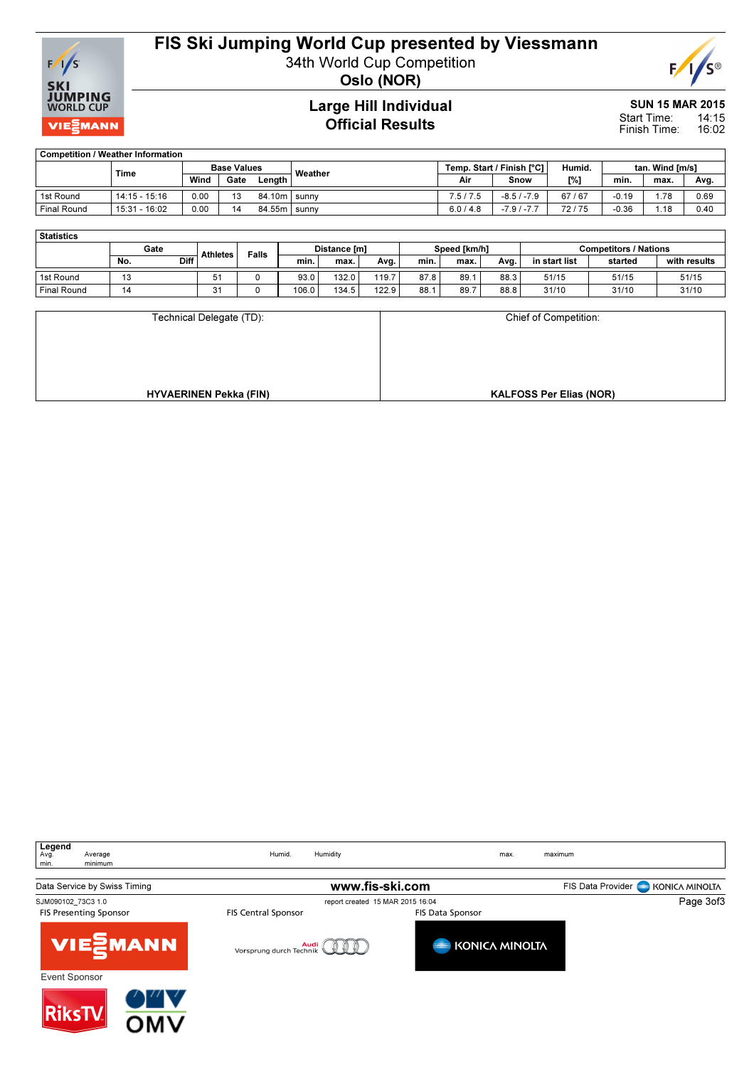# FIS Ski Jumping World Cup presented by Viessmann

34th World Cup Competition

**Oslo (NOR)**

## Large Hill Individual
## Official Results

**SUN 15 MAR 2015**
Start Time: 14:15
Finish Time: 16:02

**Competition / Weather Information**

| | Time | Base Values | | | Weather | Temp. Start / Finish [°C] | | Humid. | tan. Wind [m/s] | | |
|---|---|---|---|---|---|---|---|---|---|---|---|
| | | Wind | Gate | Length | | Air | Snow | [%] | min. | max. | Avg. |
| 1st Round | 14:15 - 15:16 | 0.00 | 13 | 84.10m | sunny | 7.5 / 7.5 | -8.5 / -7.9 | 67 / 67 | -0.19 | 1.78 | 0.69 |
| Final Round | 15:31 - 16:02 | 0.00 | 14 | 84.55m | sunny | 6.0 / 4.8 | -7.9 / -7.7 | 72 / 75 | -0.36 | 1.18 | 0.40 |

**Statistics**

| | Gate | | Athletes | Falls | Distance [m] | | | Speed [km/h] | | | Competitors / Nations | | |
|---|---|---|---|---|---|---|---|---|---|---|---|---|---|
| | No. | Diff | | | min. | max. | Avg. | min. | max. | Avg. | in start list | started | with results |
| 1st Round | 13 | | 51 | 0 | 93.0 | 132.0 | 119.7 | 87.8 | 89.1 | 88.3 | 51/15 | 51/15 | 51/15 |
| Final Round | 14 | | 31 | 0 | 106.0 | 134.5 | 122.9 | 88.1 | 89.7 | 88.8 | 31/10 | 31/10 | 31/10 |

| Technical Delegate (TD): | Chief of Competition: |
|---|---|
| **HYVAERINEN Pekka (FIN)** | **KALFOSS Per Elias (NOR)** |

**Legend**
Avg. Average
min. minimum
Humid. Humidity
max. maximum

Data Service by Swiss Timing
www.fis-ski.com
FIS Data Provider KONICA MINOLTA
SJM090102_73C3 1.0
report created 15 MAR 2015 16:04

FIS Presenting Sponsor
FIS Central Sponsor
FIS Data Sponsor
Event Sponsor